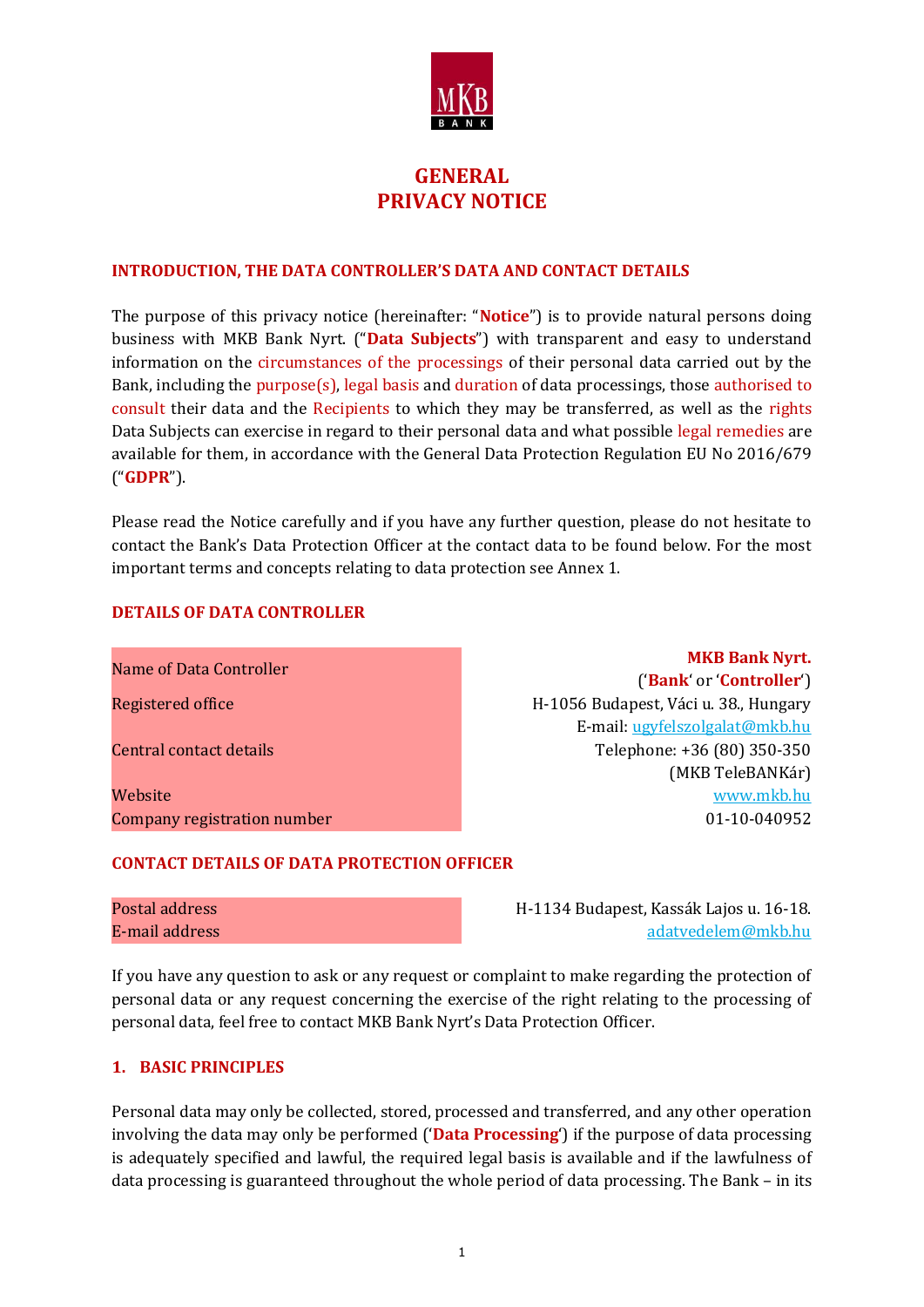# GENERAL PRIVACY NOTICE

## INTRODUCTION, THE DATA CONTROLLER'S DATA AND CONTACT DETAILS

The purpose of this privacy notice (hereinafter: "**Notice**") is to provide natural persons doing business with MKB Bank Nyrt. ("**Data Subjects**") with transparent and easy to understand information on the circumstances of the processings of their personal data carried out by the Bank, including the purpose(s), legal basis and duration of data processings, those authorised to consult their data and the Recipients to which they may be transferred, as well as the rights Data Subjects can exercise in regard to their personal data and what possible legal remedies are available for them, in accordance with the General Data Protection Regulation EU No 2016/679 ("**GDPR**").

Please read the Notice carefully and if you have any further question, please do not hesitate to contact the Bank's Data Protection Officer at the contact data to be found below. For the most important terms and concepts relating to data protection see Annex 1.

## DETAILS OF DATA CONTROLLER

| | |
|---|---|
| Name of Data Controller | **MKB Bank Nyrt.** ('**Bank**' or '**Controller**') |
| Registered office | H-1056 Budapest, Váci u. 38., Hungary |
| Central contact details | E-mail: ugyfelszolgalat@mkb.hu<br>Telephone: +36 (80) 350-350 (MKB TeleBANKár) |
| Website | www.mkb.hu |
| Company registration number | 01-10-040952 |

## CONTACT DETAILS OF DATA PROTECTION OFFICER

| | |
|---|---|
| Postal address | H-1134 Budapest, Kassák Lajos u. 16-18. |
| E-mail address | adatvedelem@mkb.hu |

If you have any question to ask or any request or complaint to make regarding the protection of personal data or any request concerning the exercise of the right relating to the processing of personal data, feel free to contact MKB Bank Nyrt's Data Protection Officer.

## 1. BASIC PRINCIPLES

Personal data may only be collected, stored, processed and transferred, and any other operation involving the data may only be performed ('**Data Processing**') if the purpose of data processing is adequately specified and lawful, the required legal basis is available and if the lawfulness of data processing is guaranteed throughout the whole period of data processing. The Bank – in its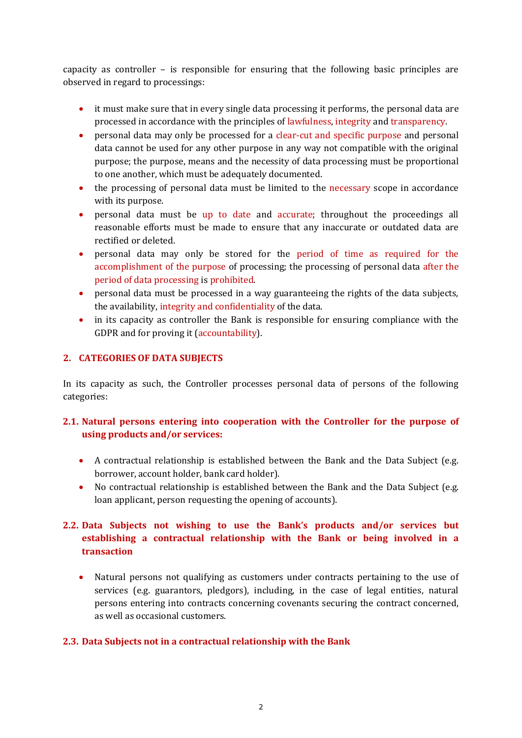capacity as controller – is responsible for ensuring that the following basic principles are observed in regard to processings:

- it must make sure that in every single data processing it performs, the personal data are processed in accordance with the principles of lawfulness, integrity and transparency.
- personal data may only be processed for a clear-cut and specific purpose and personal data cannot be used for any other purpose in any way not compatible with the original purpose; the purpose, means and the necessity of data processing must be proportional to one another, which must be adequately documented.
- the processing of personal data must be limited to the necessary scope in accordance with its purpose.
- personal data must be up to date and accurate; throughout the proceedings all reasonable efforts must be made to ensure that any inaccurate or outdated data are rectified or deleted.
- personal data may only be stored for the period of time as required for the accomplishment of the purpose of processing; the processing of personal data after the period of data processing is prohibited.
- personal data must be processed in a way guaranteeing the rights of the data subjects, the availability, integrity and confidentiality of the data.
- in its capacity as controller the Bank is responsible for ensuring compliance with the GDPR and for proving it (accountability).

## 2. CATEGORIES OF DATA SUBJECTS

In its capacity as such, the Controller processes personal data of persons of the following categories:

### 2.1. Natural persons entering into cooperation with the Controller for the purpose of using products and/or services:

- A contractual relationship is established between the Bank and the Data Subject (e.g. borrower, account holder, bank card holder).
- No contractual relationship is established between the Bank and the Data Subject (e.g. loan applicant, person requesting the opening of accounts).

### 2.2. Data Subjects not wishing to use the Bank's products and/or services but establishing a contractual relationship with the Bank or being involved in a transaction

- Natural persons not qualifying as customers under contracts pertaining to the use of services (e.g. guarantors, pledgors), including, in the case of legal entities, natural persons entering into contracts concerning covenants securing the contract concerned, as well as occasional customers.

### 2.3. Data Subjects not in a contractual relationship with the Bank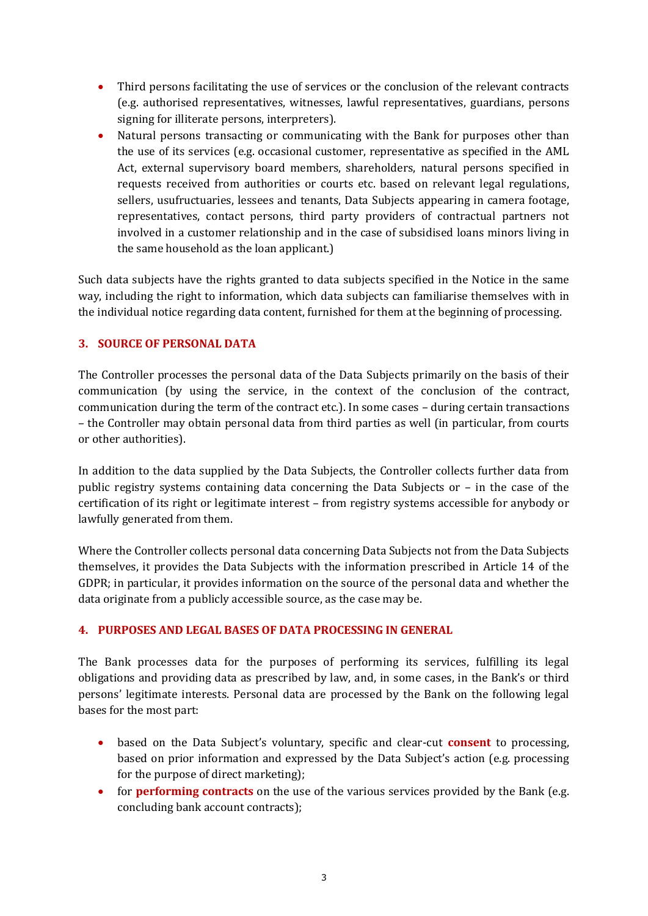- Third persons facilitating the use of services or the conclusion of the relevant contracts (e.g. authorised representatives, witnesses, lawful representatives, guardians, persons signing for illiterate persons, interpreters).
- Natural persons transacting or communicating with the Bank for purposes other than the use of its services (e.g. occasional customer, representative as specified in the AML Act, external supervisory board members, shareholders, natural persons specified in requests received from authorities or courts etc. based on relevant legal regulations, sellers, usufructuaries, lessees and tenants, Data Subjects appearing in camera footage, representatives, contact persons, third party providers of contractual partners not involved in a customer relationship and in the case of subsidised loans minors living in the same household as the loan applicant.)

Such data subjects have the rights granted to data subjects specified in the Notice in the same way, including the right to information, which data subjects can familiarise themselves with in the individual notice regarding data content, furnished for them at the beginning of processing.

## 3. SOURCE OF PERSONAL DATA

The Controller processes the personal data of the Data Subjects primarily on the basis of their communication (by using the service, in the context of the conclusion of the contract, communication during the term of the contract etc.). In some cases – during certain transactions – the Controller may obtain personal data from third parties as well (in particular, from courts or other authorities).

In addition to the data supplied by the Data Subjects, the Controller collects further data from public registry systems containing data concerning the Data Subjects or – in the case of the certification of its right or legitimate interest – from registry systems accessible for anybody or lawfully generated from them.

Where the Controller collects personal data concerning Data Subjects not from the Data Subjects themselves, it provides the Data Subjects with the information prescribed in Article 14 of the GDPR; in particular, it provides information on the source of the personal data and whether the data originate from a publicly accessible source, as the case may be.

## 4. PURPOSES AND LEGAL BASES OF DATA PROCESSING IN GENERAL

The Bank processes data for the purposes of performing its services, fulfilling its legal obligations and providing data as prescribed by law, and, in some cases, in the Bank's or third persons' legitimate interests. Personal data are processed by the Bank on the following legal bases for the most part:

- based on the Data Subject's voluntary, specific and clear-cut **consent** to processing, based on prior information and expressed by the Data Subject's action (e.g. processing for the purpose of direct marketing);
- for **performing contracts** on the use of the various services provided by the Bank (e.g. concluding bank account contracts);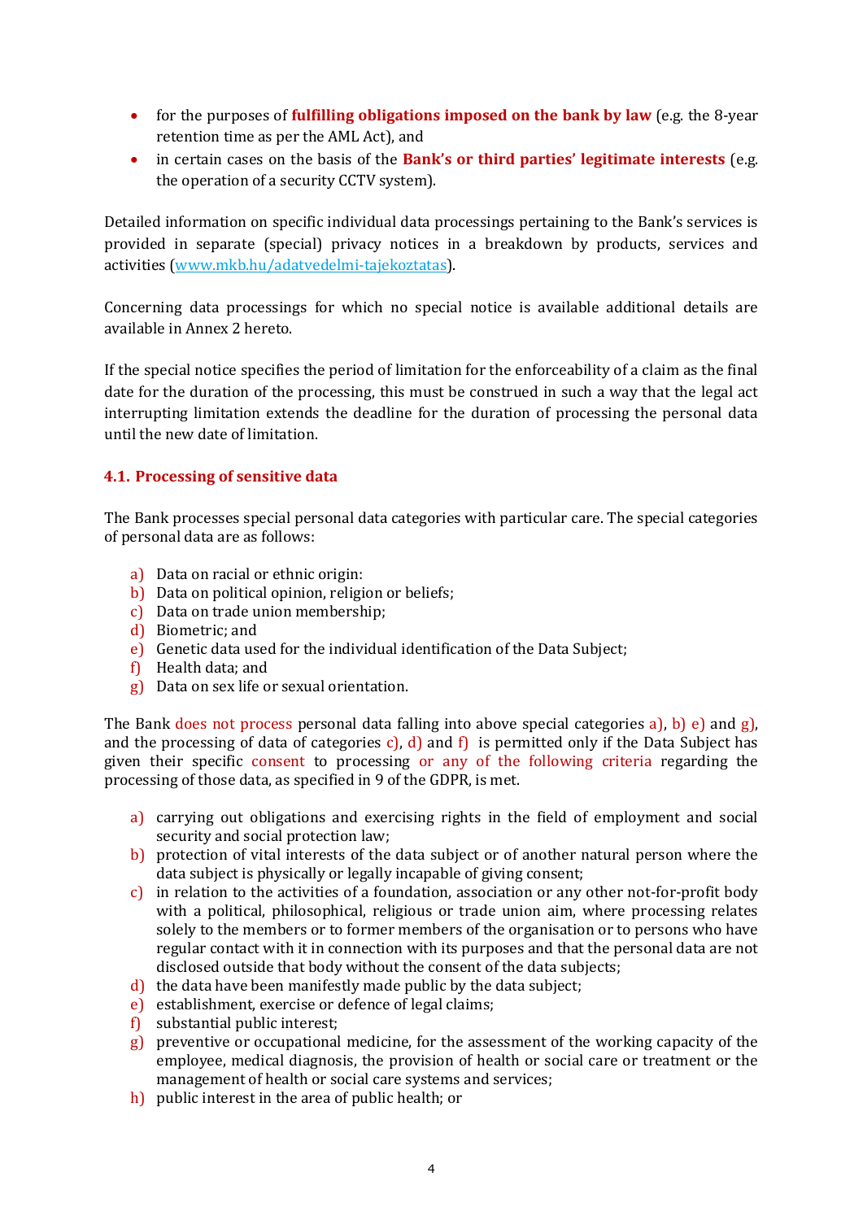- for the purposes of **fulfilling obligations imposed on the bank by law** (e.g. the 8-year retention time as per the AML Act), and
- in certain cases on the basis of the **Bank's or third parties' legitimate interests** (e.g. the operation of a security CCTV system).

Detailed information on specific individual data processings pertaining to the Bank's services is provided in separate (special) privacy notices in a breakdown by products, services and activities (www.mkb.hu/adatvedelmi-tajekoztatas).

Concerning data processings for which no special notice is available additional details are available in Annex 2 hereto.

If the special notice specifies the period of limitation for the enforceability of a claim as the final date for the duration of the processing, this must be construed in such a way that the legal act interrupting limitation extends the deadline for the duration of processing the personal data until the new date of limitation.

### 4.1. Processing of sensitive data

The Bank processes special personal data categories with particular care. The special categories of personal data are as follows:

a) Data on racial or ethnic origin:
b) Data on political opinion, religion or beliefs;
c) Data on trade union membership;
d) Biometric; and
e) Genetic data used for the individual identification of the Data Subject;
f) Health data; and
g) Data on sex life or sexual orientation.

The Bank does not process personal data falling into above special categories a), b) e) and g), and the processing of data of categories c), d) and f) is permitted only if the Data Subject has given their specific consent to processing or any of the following criteria regarding the processing of those data, as specified in 9 of the GDPR, is met.

a) carrying out obligations and exercising rights in the field of employment and social security and social protection law;
b) protection of vital interests of the data subject or of another natural person where the data subject is physically or legally incapable of giving consent;
c) in relation to the activities of a foundation, association or any other not-for-profit body with a political, philosophical, religious or trade union aim, where processing relates solely to the members or to former members of the organisation or to persons who have regular contact with it in connection with its purposes and that the personal data are not disclosed outside that body without the consent of the data subjects;
d) the data have been manifestly made public by the data subject;
e) establishment, exercise or defence of legal claims;
f) substantial public interest;
g) preventive or occupational medicine, for the assessment of the working capacity of the employee, medical diagnosis, the provision of health or social care or treatment or the management of health or social care systems and services;
h) public interest in the area of public health; or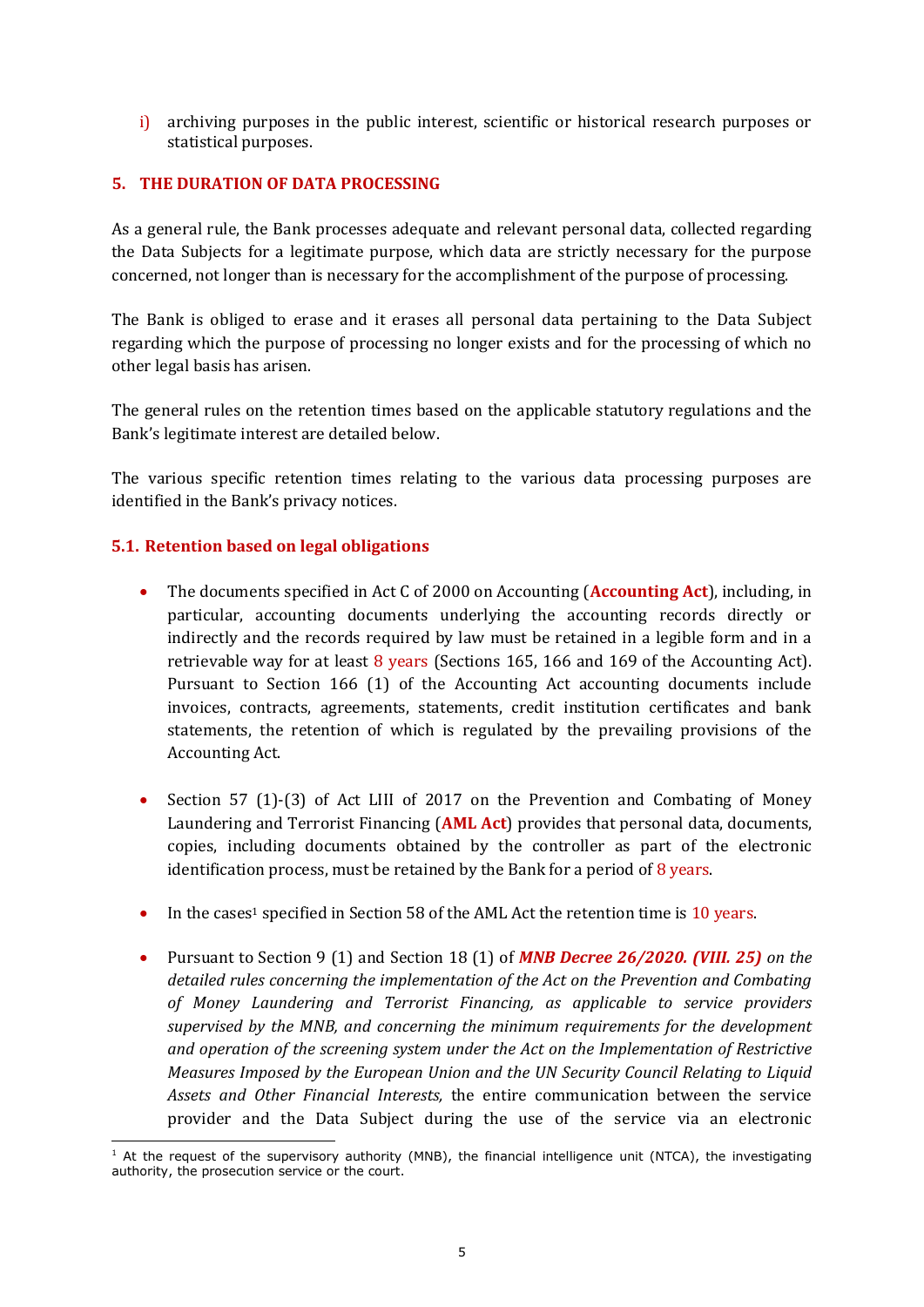i) archiving purposes in the public interest, scientific or historical research purposes or statistical purposes.

## 5. THE DURATION OF DATA PROCESSING

As a general rule, the Bank processes adequate and relevant personal data, collected regarding the Data Subjects for a legitimate purpose, which data are strictly necessary for the purpose concerned, not longer than is necessary for the accomplishment of the purpose of processing.

The Bank is obliged to erase and it erases all personal data pertaining to the Data Subject regarding which the purpose of processing no longer exists and for the processing of which no other legal basis has arisen.

The general rules on the retention times based on the applicable statutory regulations and the Bank's legitimate interest are detailed below.

The various specific retention times relating to the various data processing purposes are identified in the Bank's privacy notices.

### 5.1. Retention based on legal obligations

- The documents specified in Act C of 2000 on Accounting (**Accounting Act**), including, in particular, accounting documents underlying the accounting records directly or indirectly and the records required by law must be retained in a legible form and in a retrievable way for at least 8 years (Sections 165, 166 and 169 of the Accounting Act). Pursuant to Section 166 (1) of the Accounting Act accounting documents include invoices, contracts, agreements, statements, credit institution certificates and bank statements, the retention of which is regulated by the prevailing provisions of the Accounting Act.

- Section 57 (1)-(3) of Act LIII of 2017 on the Prevention and Combating of Money Laundering and Terrorist Financing (**AML Act**) provides that personal data, documents, copies, including documents obtained by the controller as part of the electronic identification process, must be retained by the Bank for a period of 8 years.

- In the cases[1] specified in Section 58 of the AML Act the retention time is 10 years.

- Pursuant to Section 9 (1) and Section 18 (1) of ***MNB Decree 26/2020. (VIII. 25)*** *on the detailed rules concerning the implementation of the Act on the Prevention and Combating of Money Laundering and Terrorist Financing, as applicable to service providers supervised by the MNB, and concerning the minimum requirements for the development and operation of the screening system under the Act on the Implementation of Restrictive Measures Imposed by the European Union and the UN Security Council Relating to Liquid Assets and Other Financial Interests,* the entire communication between the service provider and the Data Subject during the use of the service via an electronic

[1] At the request of the supervisory authority (MNB), the financial intelligence unit (NTCA), the investigating authority, the prosecution service or the court.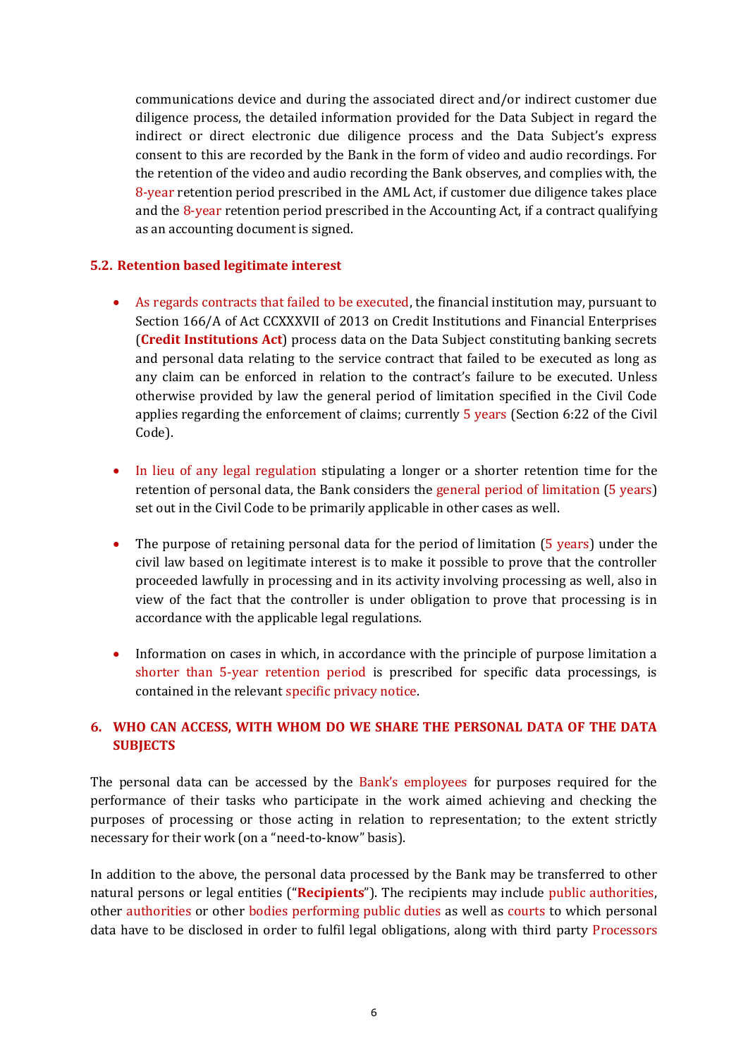communications device and during the associated direct and/or indirect customer due diligence process, the detailed information provided for the Data Subject in regard the indirect or direct electronic due diligence process and the Data Subject's express consent to this are recorded by the Bank in the form of video and audio recordings. For the retention of the video and audio recording the Bank observes, and complies with, the 8-year retention period prescribed in the AML Act, if customer due diligence takes place and the 8-year retention period prescribed in the Accounting Act, if a contract qualifying as an accounting document is signed.

### 5.2. Retention based legitimate interest

- As regards contracts that failed to be executed, the financial institution may, pursuant to Section 166/A of Act CCXXXVII of 2013 on Credit Institutions and Financial Enterprises (**Credit Institutions Act**) process data on the Data Subject constituting banking secrets and personal data relating to the service contract that failed to be executed as long as any claim can be enforced in relation to the contract's failure to be executed. Unless otherwise provided by law the general period of limitation specified in the Civil Code applies regarding the enforcement of claims; currently 5 years (Section 6:22 of the Civil Code).

- In lieu of any legal regulation stipulating a longer or a shorter retention time for the retention of personal data, the Bank considers the general period of limitation (5 years) set out in the Civil Code to be primarily applicable in other cases as well.

- The purpose of retaining personal data for the period of limitation (5 years) under the civil law based on legitimate interest is to make it possible to prove that the controller proceeded lawfully in processing and in its activity involving processing as well, also in view of the fact that the controller is under obligation to prove that processing is in accordance with the applicable legal regulations.

- Information on cases in which, in accordance with the principle of purpose limitation a shorter than 5-year retention period is prescribed for specific data processings, is contained in the relevant specific privacy notice.

## 6. WHO CAN ACCESS, WITH WHOM DO WE SHARE THE PERSONAL DATA OF THE DATA SUBJECTS

The personal data can be accessed by the Bank's employees for purposes required for the performance of their tasks who participate in the work aimed achieving and checking the purposes of processing or those acting in relation to representation; to the extent strictly necessary for their work (on a "need-to-know" basis).

In addition to the above, the personal data processed by the Bank may be transferred to other natural persons or legal entities ("**Recipients**"). The recipients may include public authorities, other authorities or other bodies performing public duties as well as courts to which personal data have to be disclosed in order to fulfil legal obligations, along with third party Processors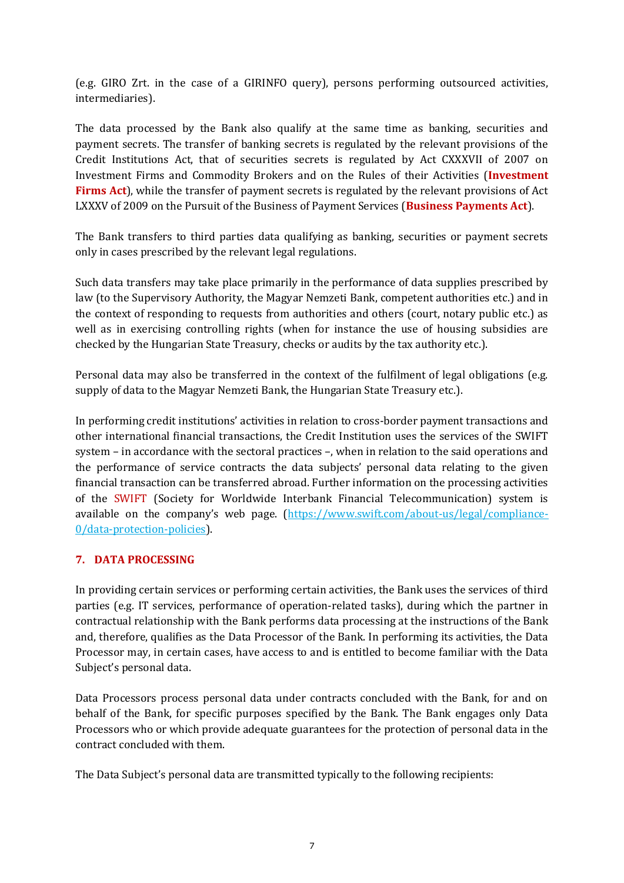(e.g. GIRO Zrt. in the case of a GIRINFO query), persons performing outsourced activities, intermediaries).

The data processed by the Bank also qualify at the same time as banking, securities and payment secrets. The transfer of banking secrets is regulated by the relevant provisions of the Credit Institutions Act, that of securities secrets is regulated by Act CXXXVII of 2007 on Investment Firms and Commodity Brokers and on the Rules of their Activities (**Investment Firms Act**), while the transfer of payment secrets is regulated by the relevant provisions of Act LXXXV of 2009 on the Pursuit of the Business of Payment Services (**Business Payments Act**).

The Bank transfers to third parties data qualifying as banking, securities or payment secrets only in cases prescribed by the relevant legal regulations.

Such data transfers may take place primarily in the performance of data supplies prescribed by law (to the Supervisory Authority, the Magyar Nemzeti Bank, competent authorities etc.) and in the context of responding to requests from authorities and others (court, notary public etc.) as well as in exercising controlling rights (when for instance the use of housing subsidies are checked by the Hungarian State Treasury, checks or audits by the tax authority etc.).

Personal data may also be transferred in the context of the fulfilment of legal obligations (e.g. supply of data to the Magyar Nemzeti Bank, the Hungarian State Treasury etc.).

In performing credit institutions' activities in relation to cross-border payment transactions and other international financial transactions, the Credit Institution uses the services of the SWIFT system – in accordance with the sectoral practices –, when in relation to the said operations and the performance of service contracts the data subjects' personal data relating to the given financial transaction can be transferred abroad. Further information on the processing activities of the SWIFT (Society for Worldwide Interbank Financial Telecommunication) system is available on the company's web page. (https://www.swift.com/about-us/legal/compliance-0/data-protection-policies).

## 7. DATA PROCESSING

In providing certain services or performing certain activities, the Bank uses the services of third parties (e.g. IT services, performance of operation-related tasks), during which the partner in contractual relationship with the Bank performs data processing at the instructions of the Bank and, therefore, qualifies as the Data Processor of the Bank. In performing its activities, the Data Processor may, in certain cases, have access to and is entitled to become familiar with the Data Subject's personal data.

Data Processors process personal data under contracts concluded with the Bank, for and on behalf of the Bank, for specific purposes specified by the Bank. The Bank engages only Data Processors who or which provide adequate guarantees for the protection of personal data in the contract concluded with them.

The Data Subject's personal data are transmitted typically to the following recipients: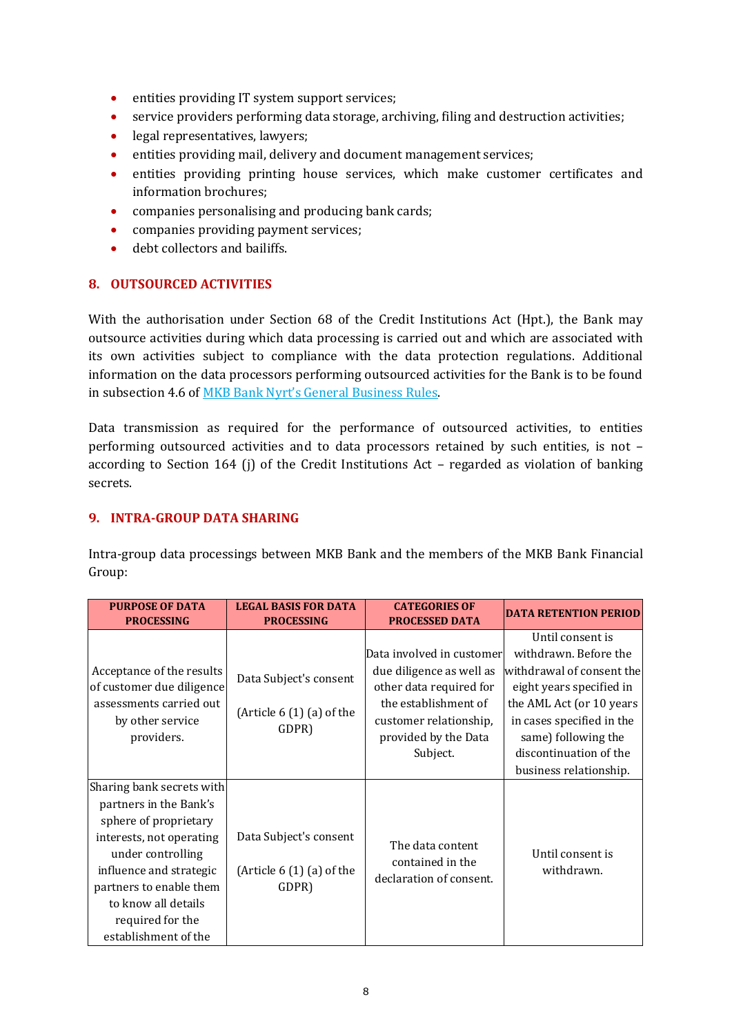- entities providing IT system support services;
- service providers performing data storage, archiving, filing and destruction activities;
- legal representatives, lawyers;
- entities providing mail, delivery and document management services;
- entities providing printing house services, which make customer certificates and information brochures;
- companies personalising and producing bank cards;
- companies providing payment services;
- debt collectors and bailiffs.

## 8. OUTSOURCED ACTIVITIES

With the authorisation under Section 68 of the Credit Institutions Act (Hpt.), the Bank may outsource activities during which data processing is carried out and which are associated with its own activities subject to compliance with the data protection regulations. Additional information on the data processors performing outsourced activities for the Bank is to be found in subsection 4.6 of MKB Bank Nyrt's General Business Rules.

Data transmission as required for the performance of outsourced activities, to entities performing outsourced activities and to data processors retained by such entities, is not – according to Section 164 (j) of the Credit Institutions Act – regarded as violation of banking secrets.

## 9. INTRA-GROUP DATA SHARING

Intra-group data processings between MKB Bank and the members of the MKB Bank Financial Group:

| PURPOSE OF DATA PROCESSING | LEGAL BASIS FOR DATA PROCESSING | CATEGORIES OF PROCESSED DATA | DATA RETENTION PERIOD |
|---|---|---|---|
| Acceptance of the results of customer due diligence assessments carried out by other service providers. | Data Subject's consent (Article 6 (1) (a) of the GDPR) | Data involved in customer due diligence as well as other data required for the establishment of customer relationship, provided by the Data Subject. | Until consent is withdrawn. Before the withdrawal of consent the eight years specified in the AML Act (or 10 years in cases specified in the same) following the discontinuation of the business relationship. |
| Sharing bank secrets with partners in the Bank's sphere of proprietary interests, not operating under controlling influence and strategic partners to enable them to know all details required for the establishment of the | Data Subject's consent (Article 6 (1) (a) of the GDPR) | The data content contained in the declaration of consent. | Until consent is withdrawn. |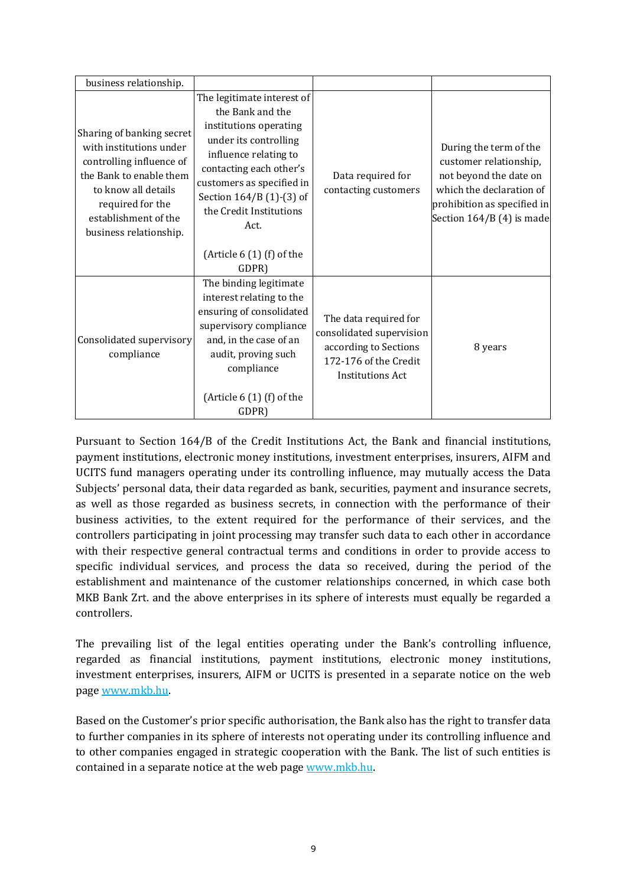| | | | |
|---|---|---|---|
| business relationship. | | | |
| Sharing of banking secret with institutions under controlling influence of the Bank to enable them to know all details required for the establishment of the business relationship. | The legitimate interest of the Bank and the institutions operating under its controlling influence relating to contacting each other's customers as specified in Section 164/B (1)-(3) of the Credit Institutions Act.<br><br>(Article 6 (1) (f) of the GDPR) | Data required for contacting customers | During the term of the customer relationship, not beyond the date on which the declaration of prohibition as specified in Section 164/B (4) is made |
| Consolidated supervisory compliance | The binding legitimate interest relating to the ensuring of consolidated supervisory compliance and, in the case of an audit, proving such compliance<br><br>(Article 6 (1) (f) of the GDPR) | The data required for consolidated supervision according to Sections 172-176 of the Credit Institutions Act | 8 years |

Pursuant to Section 164/B of the Credit Institutions Act, the Bank and financial institutions, payment institutions, electronic money institutions, investment enterprises, insurers, AIFM and UCITS fund managers operating under its controlling influence, may mutually access the Data Subjects' personal data, their data regarded as bank, securities, payment and insurance secrets, as well as those regarded as business secrets, in connection with the performance of their business activities, to the extent required for the performance of their services, and the controllers participating in joint processing may transfer such data to each other in accordance with their respective general contractual terms and conditions in order to provide access to specific individual services, and process the data so received, during the period of the establishment and maintenance of the customer relationships concerned, in which case both MKB Bank Zrt. and the above enterprises in its sphere of interests must equally be regarded a controllers.

The prevailing list of the legal entities operating under the Bank's controlling influence, regarded as financial institutions, payment institutions, electronic money institutions, investment enterprises, insurers, AIFM or UCITS is presented in a separate notice on the web page www.mkb.hu.

Based on the Customer's prior specific authorisation, the Bank also has the right to transfer data to further companies in its sphere of interests not operating under its controlling influence and to other companies engaged in strategic cooperation with the Bank. The list of such entities is contained in a separate notice at the web page www.mkb.hu.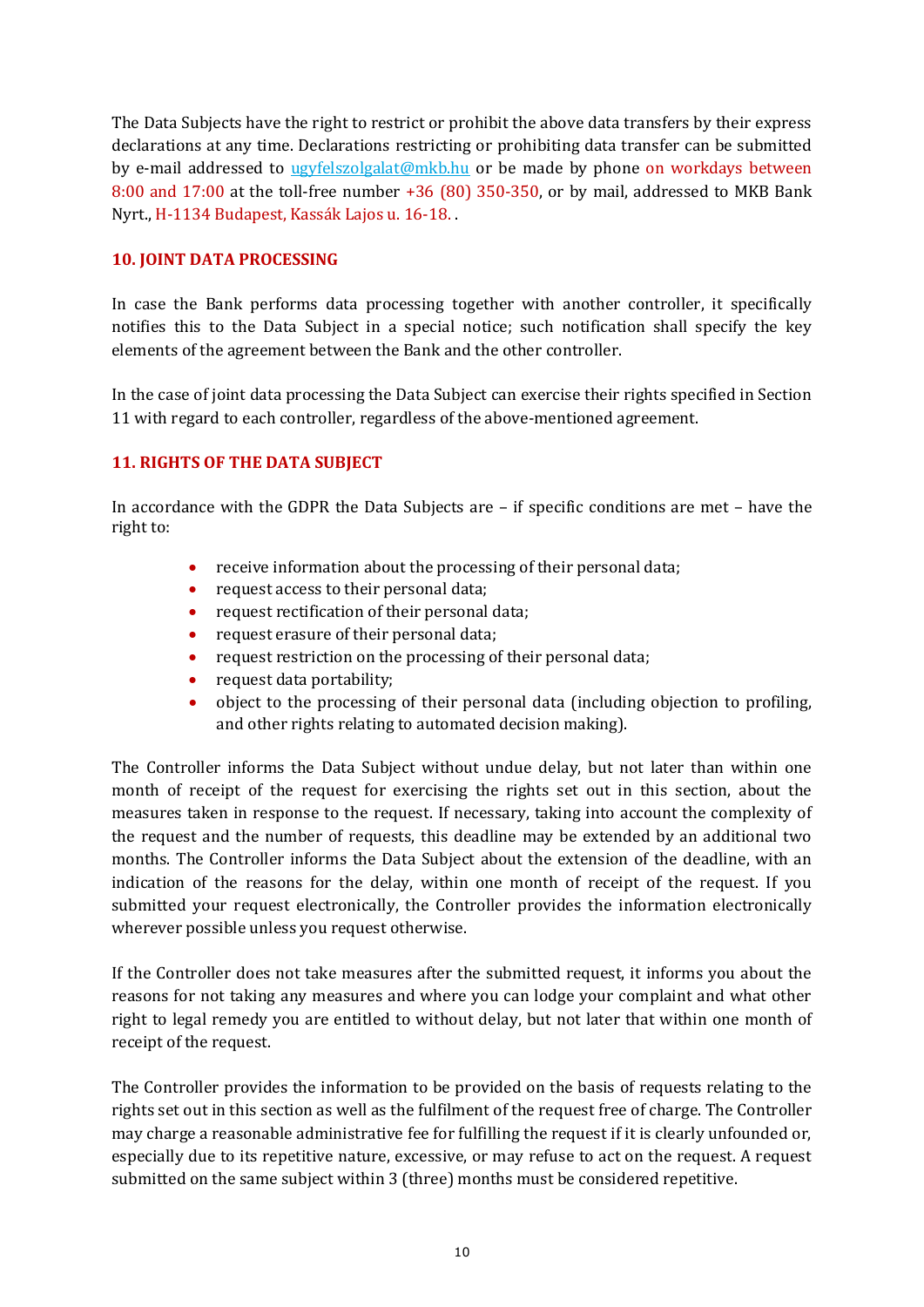The Data Subjects have the right to restrict or prohibit the above data transfers by their express declarations at any time. Declarations restricting or prohibiting data transfer can be submitted by e-mail addressed to ugyfelszolgalat@mkb.hu or be made by phone on workdays between 8:00 and 17:00 at the toll-free number +36 (80) 350-350, or by mail, addressed to MKB Bank Nyrt., H-1134 Budapest, Kassák Lajos u. 16-18. .

## 10. JOINT DATA PROCESSING

In case the Bank performs data processing together with another controller, it specifically notifies this to the Data Subject in a special notice; such notification shall specify the key elements of the agreement between the Bank and the other controller.

In the case of joint data processing the Data Subject can exercise their rights specified in Section 11 with regard to each controller, regardless of the above-mentioned agreement.

## 11. RIGHTS OF THE DATA SUBJECT

In accordance with the GDPR the Data Subjects are – if specific conditions are met – have the right to:

- receive information about the processing of their personal data;
- request access to their personal data;
- request rectification of their personal data;
- request erasure of their personal data;
- request restriction on the processing of their personal data;
- request data portability;
- object to the processing of their personal data (including objection to profiling, and other rights relating to automated decision making).

The Controller informs the Data Subject without undue delay, but not later than within one month of receipt of the request for exercising the rights set out in this section, about the measures taken in response to the request. If necessary, taking into account the complexity of the request and the number of requests, this deadline may be extended by an additional two months. The Controller informs the Data Subject about the extension of the deadline, with an indication of the reasons for the delay, within one month of receipt of the request. If you submitted your request electronically, the Controller provides the information electronically wherever possible unless you request otherwise.

If the Controller does not take measures after the submitted request, it informs you about the reasons for not taking any measures and where you can lodge your complaint and what other right to legal remedy you are entitled to without delay, but not later that within one month of receipt of the request.

The Controller provides the information to be provided on the basis of requests relating to the rights set out in this section as well as the fulfilment of the request free of charge. The Controller may charge a reasonable administrative fee for fulfilling the request if it is clearly unfounded or, especially due to its repetitive nature, excessive, or may refuse to act on the request. A request submitted on the same subject within 3 (three) months must be considered repetitive.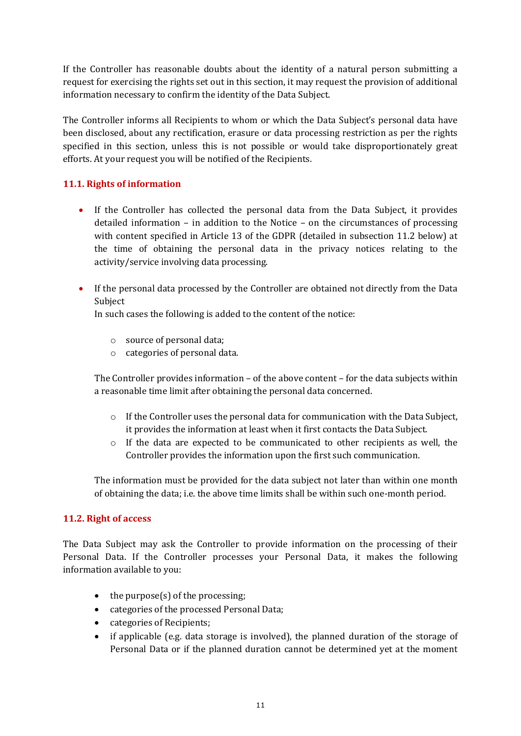If the Controller has reasonable doubts about the identity of a natural person submitting a request for exercising the rights set out in this section, it may request the provision of additional information necessary to confirm the identity of the Data Subject.

The Controller informs all Recipients to whom or which the Data Subject's personal data have been disclosed, about any rectification, erasure or data processing restriction as per the rights specified in this section, unless this is not possible or would take disproportionately great efforts. At your request you will be notified of the Recipients.

### 11.1. Rights of information

- If the Controller has collected the personal data from the Data Subject, it provides detailed information – in addition to the Notice – on the circumstances of processing with content specified in Article 13 of the GDPR (detailed in subsection 11.2 below) at the time of obtaining the personal data in the privacy notices relating to the activity/service involving data processing.

- If the personal data processed by the Controller are obtained not directly from the Data Subject
  In such cases the following is added to the content of the notice:

  - source of personal data;
  - categories of personal data.

  The Controller provides information – of the above content – for the data subjects within a reasonable time limit after obtaining the personal data concerned.

  - If the Controller uses the personal data for communication with the Data Subject, it provides the information at least when it first contacts the Data Subject.
  - If the data are expected to be communicated to other recipients as well, the Controller provides the information upon the first such communication.

  The information must be provided for the data subject not later than within one month of obtaining the data; i.e. the above time limits shall be within such one-month period.

### 11.2. Right of access

The Data Subject may ask the Controller to provide information on the processing of their Personal Data. If the Controller processes your Personal Data, it makes the following information available to you:

- the purpose(s) of the processing;
- categories of the processed Personal Data;
- categories of Recipients;
- if applicable (e.g. data storage is involved), the planned duration of the storage of Personal Data or if the planned duration cannot be determined yet at the moment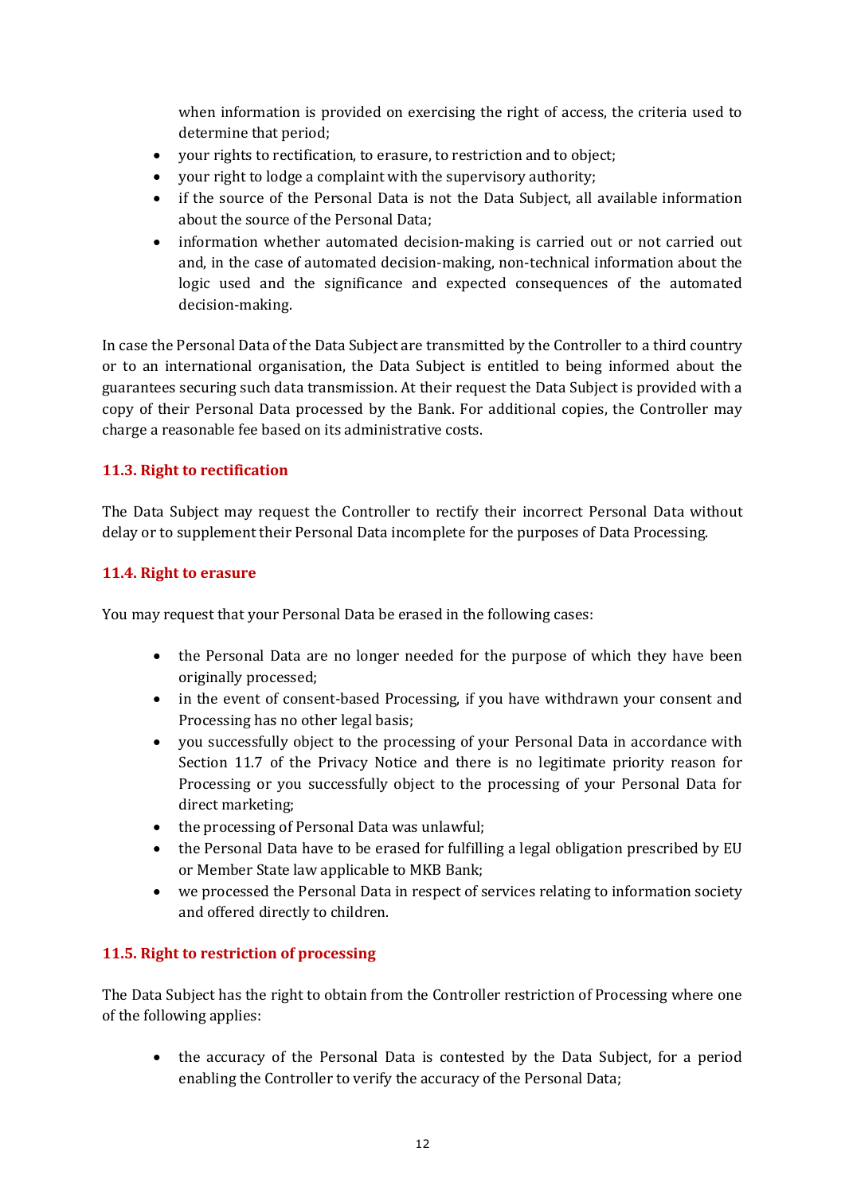when information is provided on exercising the right of access, the criteria used to determine that period;

- your rights to rectification, to erasure, to restriction and to object;
- your right to lodge a complaint with the supervisory authority;
- if the source of the Personal Data is not the Data Subject, all available information about the source of the Personal Data;
- information whether automated decision-making is carried out or not carried out and, in the case of automated decision-making, non-technical information about the logic used and the significance and expected consequences of the automated decision-making.

In case the Personal Data of the Data Subject are transmitted by the Controller to a third country or to an international organisation, the Data Subject is entitled to being informed about the guarantees securing such data transmission. At their request the Data Subject is provided with a copy of their Personal Data processed by the Bank. For additional copies, the Controller may charge a reasonable fee based on its administrative costs.

### 11.3. Right to rectification

The Data Subject may request the Controller to rectify their incorrect Personal Data without delay or to supplement their Personal Data incomplete for the purposes of Data Processing.

### 11.4. Right to erasure

You may request that your Personal Data be erased in the following cases:

- the Personal Data are no longer needed for the purpose of which they have been originally processed;
- in the event of consent-based Processing, if you have withdrawn your consent and Processing has no other legal basis;
- you successfully object to the processing of your Personal Data in accordance with Section 11.7 of the Privacy Notice and there is no legitimate priority reason for Processing or you successfully object to the processing of your Personal Data for direct marketing;
- the processing of Personal Data was unlawful;
- the Personal Data have to be erased for fulfilling a legal obligation prescribed by EU or Member State law applicable to MKB Bank;
- we processed the Personal Data in respect of services relating to information society and offered directly to children.

### 11.5. Right to restriction of processing

The Data Subject has the right to obtain from the Controller restriction of Processing where one of the following applies:

- the accuracy of the Personal Data is contested by the Data Subject, for a period enabling the Controller to verify the accuracy of the Personal Data;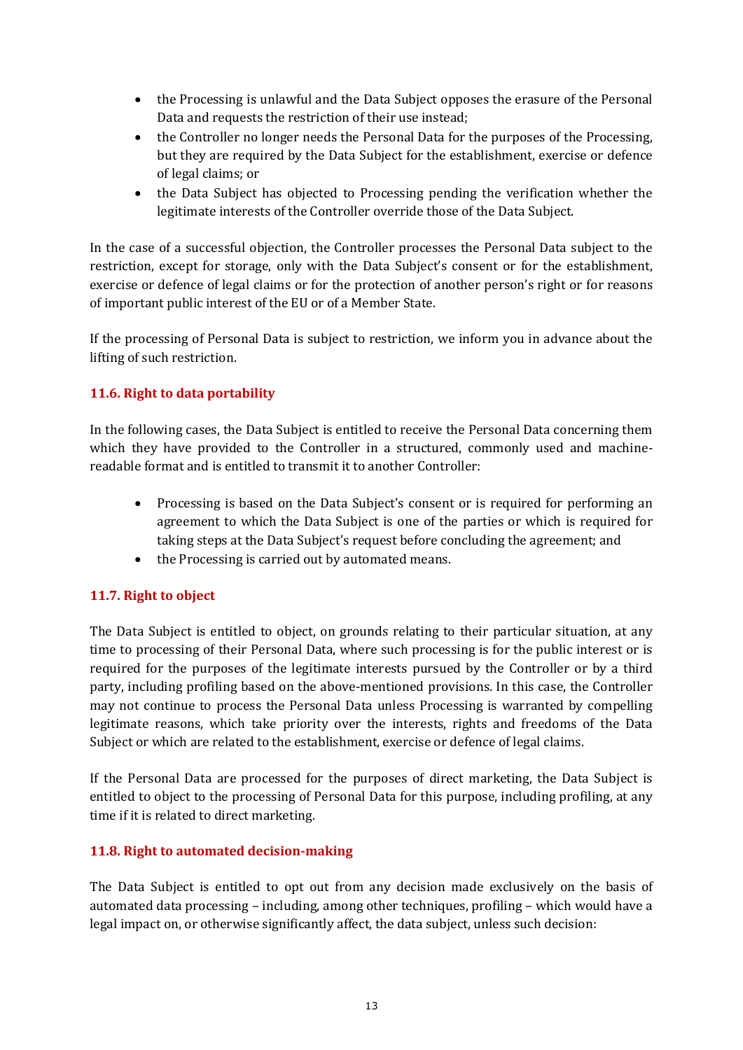- the Processing is unlawful and the Data Subject opposes the erasure of the Personal Data and requests the restriction of their use instead;
- the Controller no longer needs the Personal Data for the purposes of the Processing, but they are required by the Data Subject for the establishment, exercise or defence of legal claims; or
- the Data Subject has objected to Processing pending the verification whether the legitimate interests of the Controller override those of the Data Subject.

In the case of a successful objection, the Controller processes the Personal Data subject to the restriction, except for storage, only with the Data Subject's consent or for the establishment, exercise or defence of legal claims or for the protection of another person's right or for reasons of important public interest of the EU or of a Member State.

If the processing of Personal Data is subject to restriction, we inform you in advance about the lifting of such restriction.

### 11.6. Right to data portability

In the following cases, the Data Subject is entitled to receive the Personal Data concerning them which they have provided to the Controller in a structured, commonly used and machine-readable format and is entitled to transmit it to another Controller:

- Processing is based on the Data Subject's consent or is required for performing an agreement to which the Data Subject is one of the parties or which is required for taking steps at the Data Subject's request before concluding the agreement; and
- the Processing is carried out by automated means.

### 11.7. Right to object

The Data Subject is entitled to object, on grounds relating to their particular situation, at any time to processing of their Personal Data, where such processing is for the public interest or is required for the purposes of the legitimate interests pursued by the Controller or by a third party, including profiling based on the above-mentioned provisions. In this case, the Controller may not continue to process the Personal Data unless Processing is warranted by compelling legitimate reasons, which take priority over the interests, rights and freedoms of the Data Subject or which are related to the establishment, exercise or defence of legal claims.

If the Personal Data are processed for the purposes of direct marketing, the Data Subject is entitled to object to the processing of Personal Data for this purpose, including profiling, at any time if it is related to direct marketing.

### 11.8. Right to automated decision-making

The Data Subject is entitled to opt out from any decision made exclusively on the basis of automated data processing – including, among other techniques, profiling – which would have a legal impact on, or otherwise significantly affect, the data subject, unless such decision: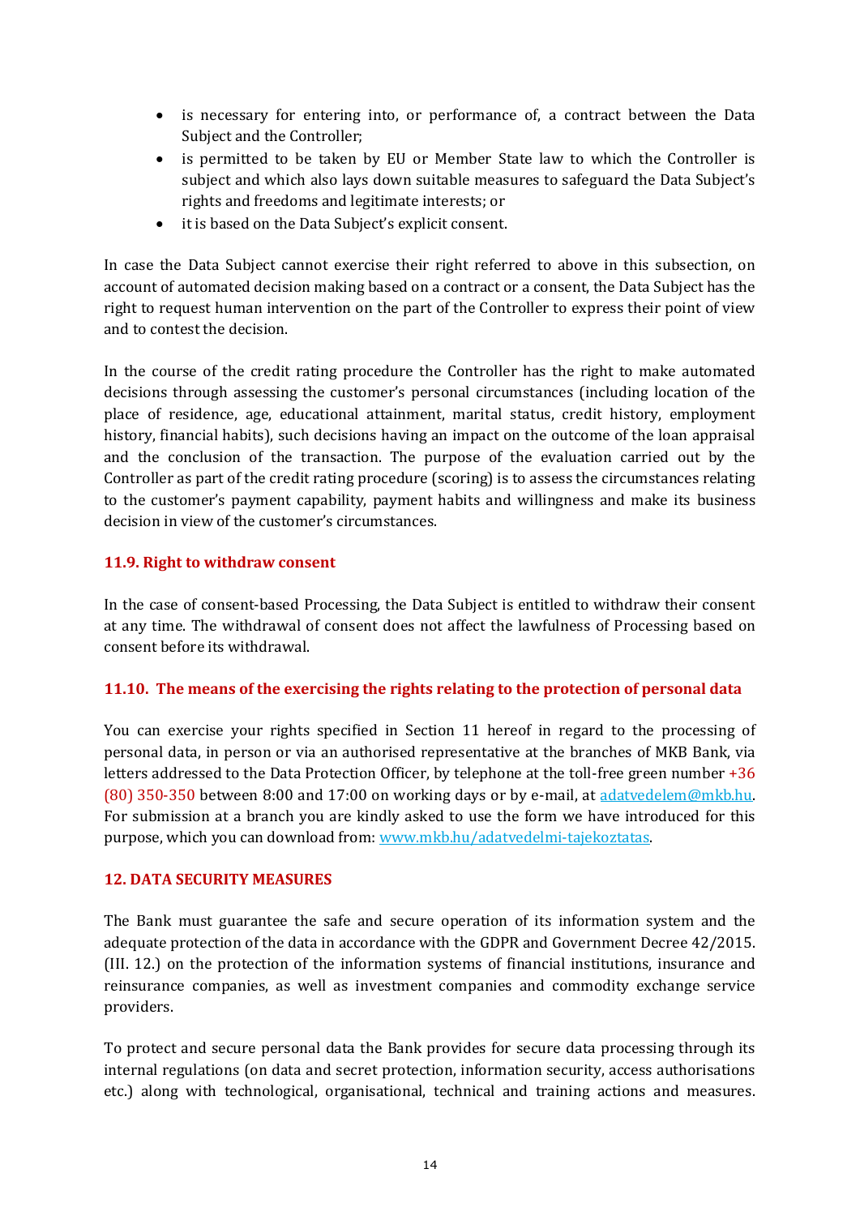- is necessary for entering into, or performance of, a contract between the Data Subject and the Controller;
- is permitted to be taken by EU or Member State law to which the Controller is subject and which also lays down suitable measures to safeguard the Data Subject's rights and freedoms and legitimate interests; or
- it is based on the Data Subject's explicit consent.

In case the Data Subject cannot exercise their right referred to above in this subsection, on account of automated decision making based on a contract or a consent, the Data Subject has the right to request human intervention on the part of the Controller to express their point of view and to contest the decision.

In the course of the credit rating procedure the Controller has the right to make automated decisions through assessing the customer's personal circumstances (including location of the place of residence, age, educational attainment, marital status, credit history, employment history, financial habits), such decisions having an impact on the outcome of the loan appraisal and the conclusion of the transaction. The purpose of the evaluation carried out by the Controller as part of the credit rating procedure (scoring) is to assess the circumstances relating to the customer's payment capability, payment habits and willingness and make its business decision in view of the customer's circumstances.

### 11.9. Right to withdraw consent

In the case of consent-based Processing, the Data Subject is entitled to withdraw their consent at any time. The withdrawal of consent does not affect the lawfulness of Processing based on consent before its withdrawal.

### 11.10. The means of the exercising the rights relating to the protection of personal data

You can exercise your rights specified in Section 11 hereof in regard to the processing of personal data, in person or via an authorised representative at the branches of MKB Bank, via letters addressed to the Data Protection Officer, by telephone at the toll-free green number +36 (80) 350-350 between 8:00 and 17:00 on working days or by e-mail, at adatvedelem@mkb.hu. For submission at a branch you are kindly asked to use the form we have introduced for this purpose, which you can download from: www.mkb.hu/adatvedelmi-tajekoztatas.

## 12. DATA SECURITY MEASURES

The Bank must guarantee the safe and secure operation of its information system and the adequate protection of the data in accordance with the GDPR and Government Decree 42/2015. (III. 12.) on the protection of the information systems of financial institutions, insurance and reinsurance companies, as well as investment companies and commodity exchange service providers.

To protect and secure personal data the Bank provides for secure data processing through its internal regulations (on data and secret protection, information security, access authorisations etc.) along with technological, organisational, technical and training actions and measures.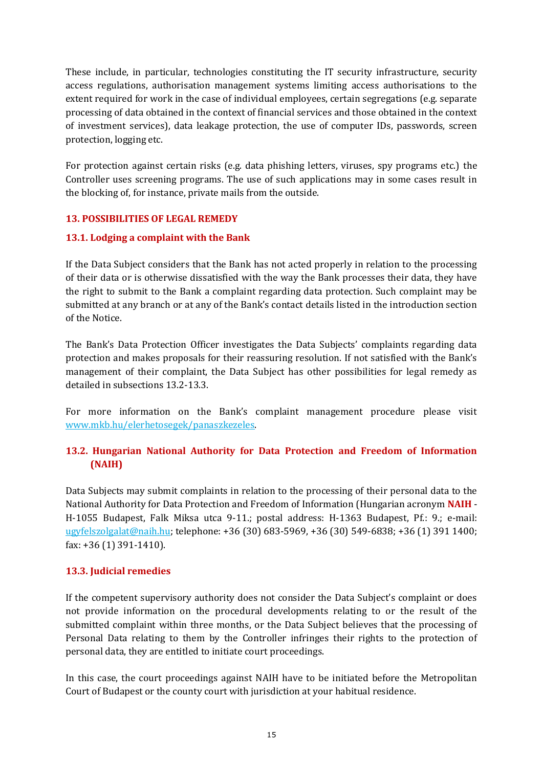These include, in particular, technologies constituting the IT security infrastructure, security access regulations, authorisation management systems limiting access authorisations to the extent required for work in the case of individual employees, certain segregations (e.g. separate processing of data obtained in the context of financial services and those obtained in the context of investment services), data leakage protection, the use of computer IDs, passwords, screen protection, logging etc.

For protection against certain risks (e.g. data phishing letters, viruses, spy programs etc.) the Controller uses screening programs. The use of such applications may in some cases result in the blocking of, for instance, private mails from the outside.

## 13. POSSIBILITIES OF LEGAL REMEDY

### 13.1. Lodging a complaint with the Bank

If the Data Subject considers that the Bank has not acted properly in relation to the processing of their data or is otherwise dissatisfied with the way the Bank processes their data, they have the right to submit to the Bank a complaint regarding data protection. Such complaint may be submitted at any branch or at any of the Bank's contact details listed in the introduction section of the Notice.

The Bank's Data Protection Officer investigates the Data Subjects' complaints regarding data protection and makes proposals for their reassuring resolution. If not satisfied with the Bank's management of their complaint, the Data Subject has other possibilities for legal remedy as detailed in subsections 13.2-13.3.

For more information on the Bank's complaint management procedure please visit www.mkb.hu/elerhetosegek/panaszkezeles.

### 13.2. Hungarian National Authority for Data Protection and Freedom of Information (NAIH)

Data Subjects may submit complaints in relation to the processing of their personal data to the National Authority for Data Protection and Freedom of Information (Hungarian acronym **NAIH** - H-1055 Budapest, Falk Miksa utca 9-11.; postal address: H-1363 Budapest, Pf.: 9.; e-mail: ugyfelszolgalat@naih.hu; telephone: +36 (30) 683-5969, +36 (30) 549-6838; +36 (1) 391 1400; fax: +36 (1) 391-1410).

### 13.3. Judicial remedies

If the competent supervisory authority does not consider the Data Subject's complaint or does not provide information on the procedural developments relating to or the result of the submitted complaint within three months, or the Data Subject believes that the processing of Personal Data relating to them by the Controller infringes their rights to the protection of personal data, they are entitled to initiate court proceedings.

In this case, the court proceedings against NAIH have to be initiated before the Metropolitan Court of Budapest or the county court with jurisdiction at your habitual residence.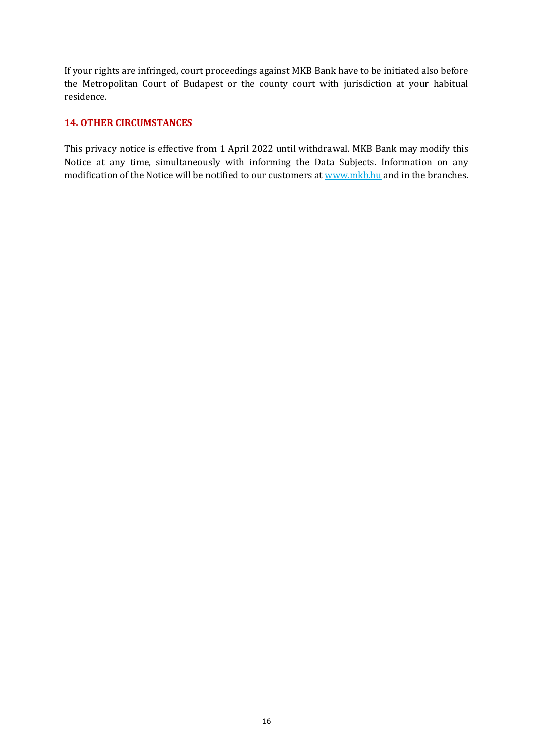If your rights are infringed, court proceedings against MKB Bank have to be initiated also before the Metropolitan Court of Budapest or the county court with jurisdiction at your habitual residence.

## 14. OTHER CIRCUMSTANCES

This privacy notice is effective from 1 April 2022 until withdrawal. MKB Bank may modify this Notice at any time, simultaneously with informing the Data Subjects. Information on any modification of the Notice will be notified to our customers at [www.mkb.hu](http://www.mkb.hu) and in the branches.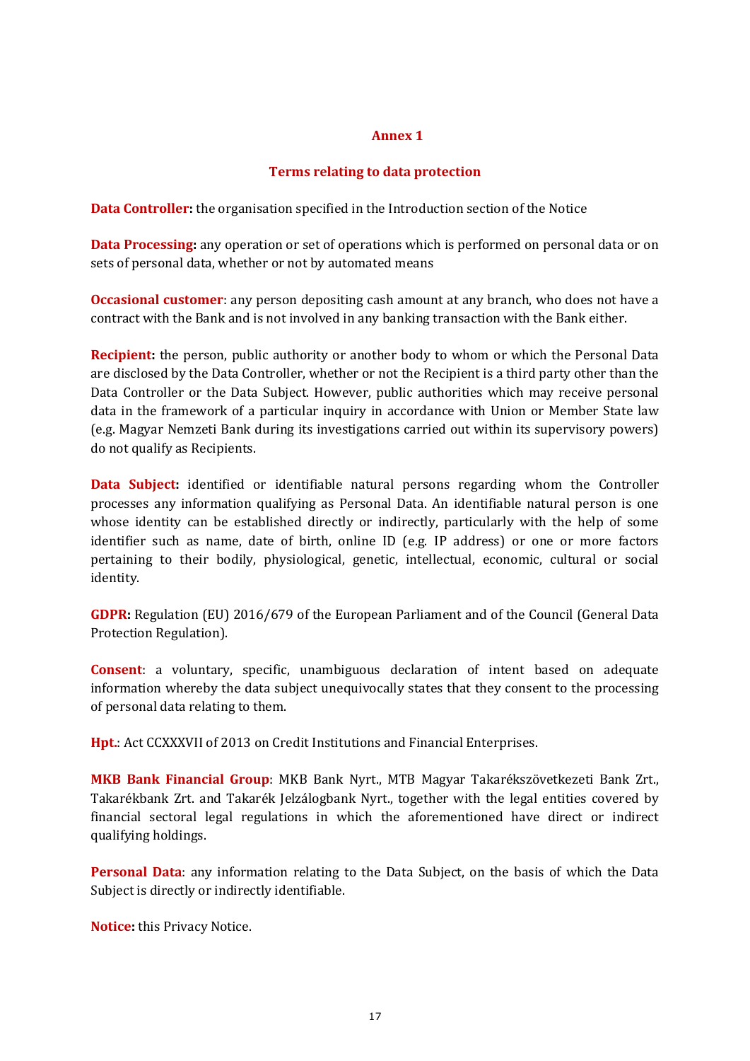# Annex 1

## Terms relating to data protection

**Data Controller:** the organisation specified in the Introduction section of the Notice

**Data Processing:** any operation or set of operations which is performed on personal data or on sets of personal data, whether or not by automated means

**Occasional customer**: any person depositing cash amount at any branch, who does not have a contract with the Bank and is not involved in any banking transaction with the Bank either.

**Recipient:** the person, public authority or another body to whom or which the Personal Data are disclosed by the Data Controller, whether or not the Recipient is a third party other than the Data Controller or the Data Subject. However, public authorities which may receive personal data in the framework of a particular inquiry in accordance with Union or Member State law (e.g. Magyar Nemzeti Bank during its investigations carried out within its supervisory powers) do not qualify as Recipients.

**Data Subject:** identified or identifiable natural persons regarding whom the Controller processes any information qualifying as Personal Data. An identifiable natural person is one whose identity can be established directly or indirectly, particularly with the help of some identifier such as name, date of birth, online ID (e.g. IP address) or one or more factors pertaining to their bodily, physiological, genetic, intellectual, economic, cultural or social identity.

**GDPR:** Regulation (EU) 2016/679 of the European Parliament and of the Council (General Data Protection Regulation).

**Consent**: a voluntary, specific, unambiguous declaration of intent based on adequate information whereby the data subject unequivocally states that they consent to the processing of personal data relating to them.

**Hpt.**: Act CCXXXVII of 2013 on Credit Institutions and Financial Enterprises.

**MKB Bank Financial Group**: MKB Bank Nyrt., MTB Magyar Takarékszövetkezeti Bank Zrt., Takarékbank Zrt. and Takarék Jelzálogbank Nyrt., together with the legal entities covered by financial sectoral legal regulations in which the aforementioned have direct or indirect qualifying holdings.

**Personal Data**: any information relating to the Data Subject, on the basis of which the Data Subject is directly or indirectly identifiable.

**Notice:** this Privacy Notice.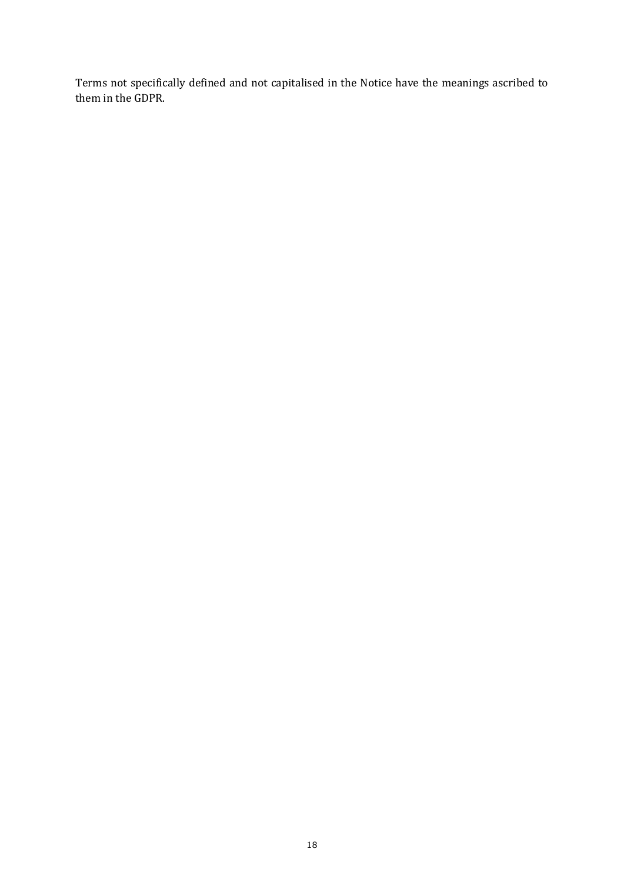Terms not specifically defined and not capitalised in the Notice have the meanings ascribed to them in the GDPR.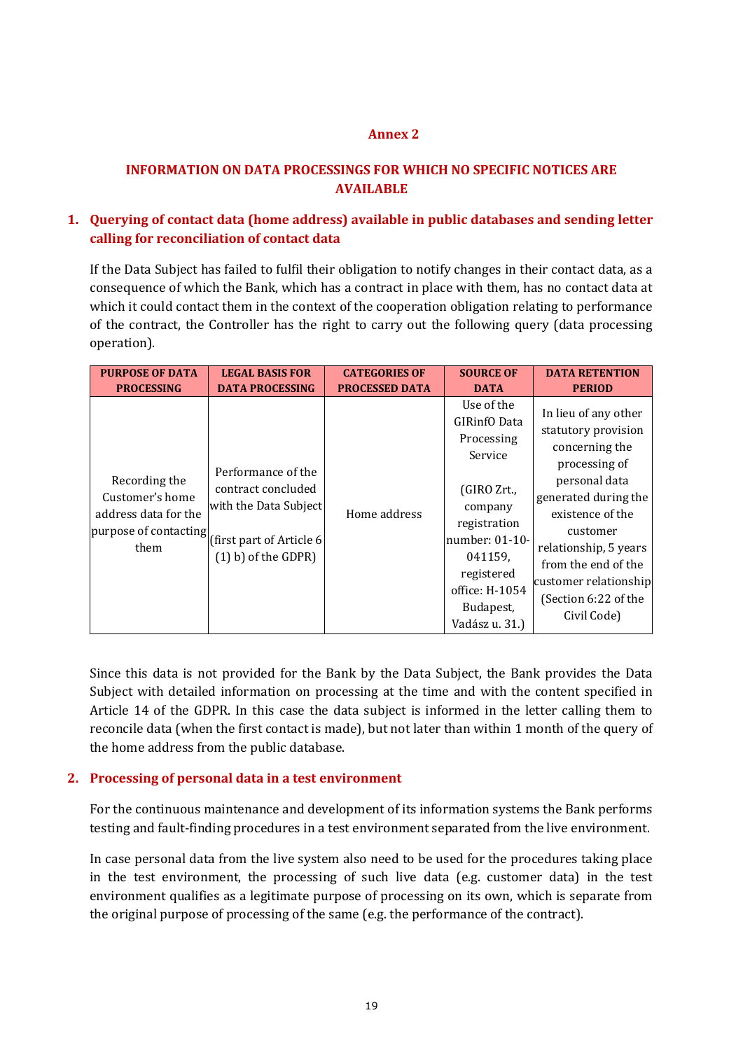## Annex 2

## INFORMATION ON DATA PROCESSINGS FOR WHICH NO SPECIFIC NOTICES ARE AVAILABLE

### 1. Querying of contact data (home address) available in public databases and sending letter calling for reconciliation of contact data

If the Data Subject has failed to fulfil their obligation to notify changes in their contact data, as a consequence of which the Bank, which has a contract in place with them, has no contact data at which it could contact them in the context of the cooperation obligation relating to performance of the contract, the Controller has the right to carry out the following query (data processing operation).

| PURPOSE OF DATA PROCESSING | LEGAL BASIS FOR DATA PROCESSING | CATEGORIES OF PROCESSED DATA | SOURCE OF DATA | DATA RETENTION PERIOD |
|---|---|---|---|---|
| Recording the Customer's home address data for the purpose of contacting them | Performance of the contract concluded with the Data Subject (first part of Article 6 (1) b) of the GDPR) | Home address | Use of the GIRInfO Data Processing Service (GIRO Zrt., company registration number: 01-10-041159, registered office: H-1054 Budapest, Vadász u. 31.) | In lieu of any other statutory provision concerning the processing of personal data generated during the existence of the customer relationship, 5 years from the end of the customer relationship (Section 6:22 of the Civil Code) |

Since this data is not provided for the Bank by the Data Subject, the Bank provides the Data Subject with detailed information on processing at the time and with the content specified in Article 14 of the GDPR. In this case the data subject is informed in the letter calling them to reconcile data (when the first contact is made), but not later than within 1 month of the query of the home address from the public database.

### 2. Processing of personal data in a test environment

For the continuous maintenance and development of its information systems the Bank performs testing and fault-finding procedures in a test environment separated from the live environment.

In case personal data from the live system also need to be used for the procedures taking place in the test environment, the processing of such live data (e.g. customer data) in the test environment qualifies as a legitimate purpose of processing on its own, which is separate from the original purpose of processing of the same (e.g. the performance of the contract).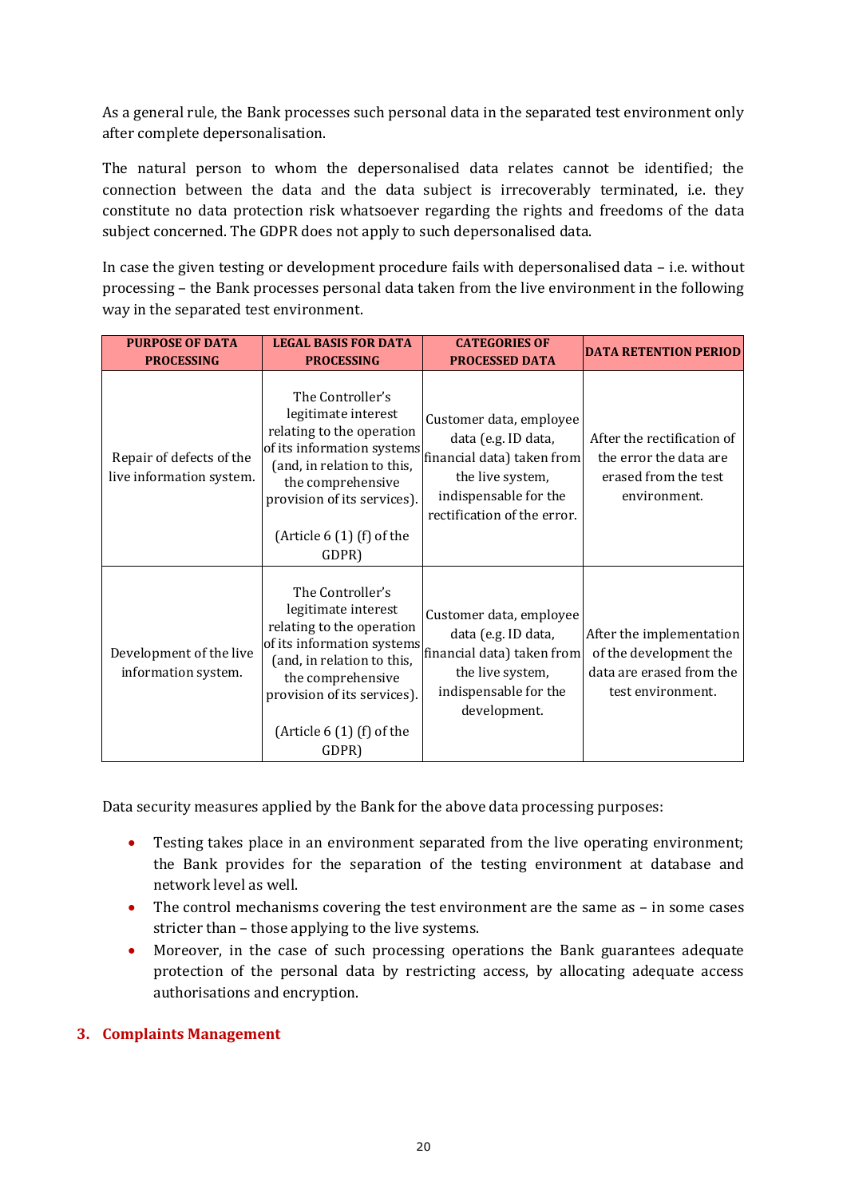As a general rule, the Bank processes such personal data in the separated test environment only after complete depersonalisation.

The natural person to whom the depersonalised data relates cannot be identified; the connection between the data and the data subject is irrecoverably terminated, i.e. they constitute no data protection risk whatsoever regarding the rights and freedoms of the data subject concerned. The GDPR does not apply to such depersonalised data.

In case the given testing or development procedure fails with depersonalised data – i.e. without processing – the Bank processes personal data taken from the live environment in the following way in the separated test environment.

| PURPOSE OF DATA PROCESSING | LEGAL BASIS FOR DATA PROCESSING | CATEGORIES OF PROCESSED DATA | DATA RETENTION PERIOD |
|---|---|---|---|
| Repair of defects of the live information system. | The Controller's legitimate interest relating to the operation of its information systems (and, in relation to this, the comprehensive provision of its services).<br><br>(Article 6 (1) (f) of the GDPR) | Customer data, employee data (e.g. ID data, financial data) taken from the live system, indispensable for the rectification of the error. | After the rectification of the error the data are erased from the test environment. |
| Development of the live information system. | The Controller's legitimate interest relating to the operation of its information systems (and, in relation to this, the comprehensive provision of its services).<br><br>(Article 6 (1) (f) of the GDPR) | Customer data, employee data (e.g. ID data, financial data) taken from the live system, indispensable for the development. | After the implementation of the development the data are erased from the test environment. |

Data security measures applied by the Bank for the above data processing purposes:

- Testing takes place in an environment separated from the live operating environment; the Bank provides for the separation of the testing environment at database and network level as well.
- The control mechanisms covering the test environment are the same as – in some cases stricter than – those applying to the live systems.
- Moreover, in the case of such processing operations the Bank guarantees adequate protection of the personal data by restricting access, by allocating adequate access authorisations and encryption.

## 3. Complaints Management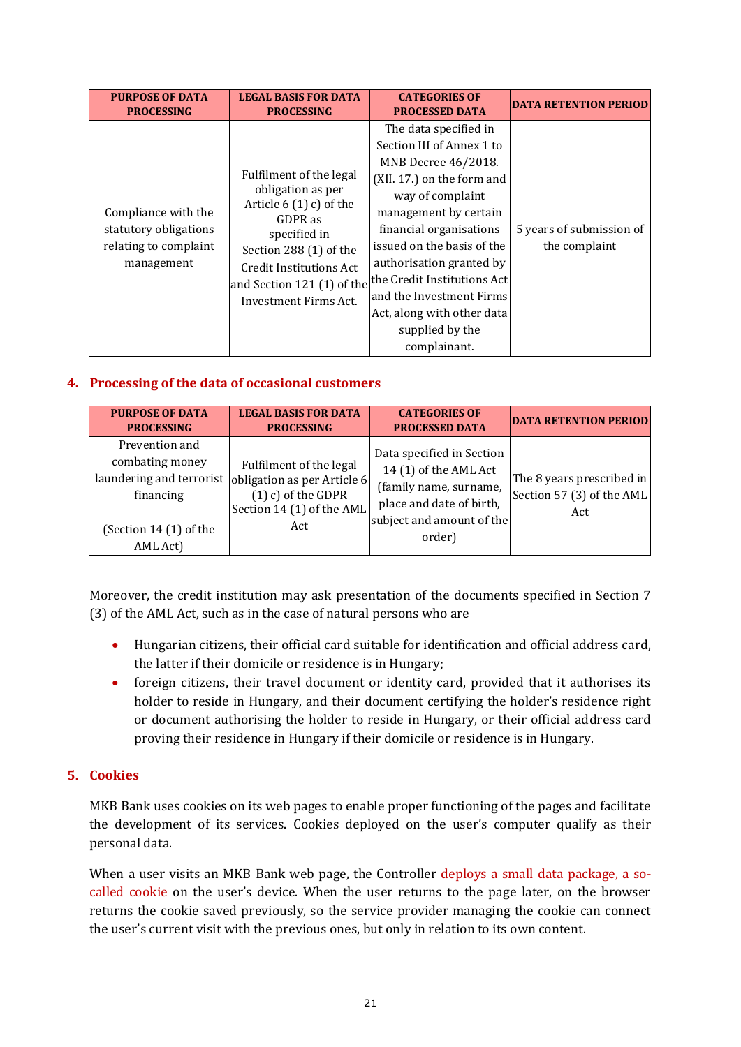| PURPOSE OF DATA PROCESSING | LEGAL BASIS FOR DATA PROCESSING | CATEGORIES OF PROCESSED DATA | DATA RETENTION PERIOD |
|---|---|---|---|
| Compliance with the statutory obligations relating to complaint management | Fulfilment of the legal obligation as per Article 6 (1) c) of the GDPR as specified in Section 288 (1) of the Credit Institutions Act and Section 121 (1) of the Investment Firms Act. | The data specified in Section III of Annex 1 to MNB Decree 46/2018. (XII. 17.) on the form and way of complaint management by certain financial organisations issued on the basis of the authorisation granted by the Credit Institutions Act and the Investment Firms Act, along with other data supplied by the complainant. | 5 years of submission of the complaint |

## 4. Processing of the data of occasional customers

| PURPOSE OF DATA PROCESSING | LEGAL BASIS FOR DATA PROCESSING | CATEGORIES OF PROCESSED DATA | DATA RETENTION PERIOD |
|---|---|---|---|
| Prevention and combating money laundering and terrorist financing<br><br>(Section 14 (1) of the AML Act) | Fulfilment of the legal obligation as per Article 6 (1) c) of the GDPR Section 14 (1) of the AML Act | Data specified in Section 14 (1) of the AML Act (family name, surname, place and date of birth, subject and amount of the order) | The 8 years prescribed in Section 57 (3) of the AML Act |

Moreover, the credit institution may ask presentation of the documents specified in Section 7 (3) of the AML Act, such as in the case of natural persons who are

- Hungarian citizens, their official card suitable for identification and official address card, the latter if their domicile or residence is in Hungary;
- foreign citizens, their travel document or identity card, provided that it authorises its holder to reside in Hungary, and their document certifying the holder's residence right or document authorising the holder to reside in Hungary, or their official address card proving their residence in Hungary if their domicile or residence is in Hungary.

## 5. Cookies

MKB Bank uses cookies on its web pages to enable proper functioning of the pages and facilitate the development of its services. Cookies deployed on the user's computer qualify as their personal data.

When a user visits an MKB Bank web page, the Controller deploys a small data package, a so-called cookie on the user's device. When the user returns to the page later, on the browser returns the cookie saved previously, so the service provider managing the cookie can connect the user's current visit with the previous ones, but only in relation to its own content.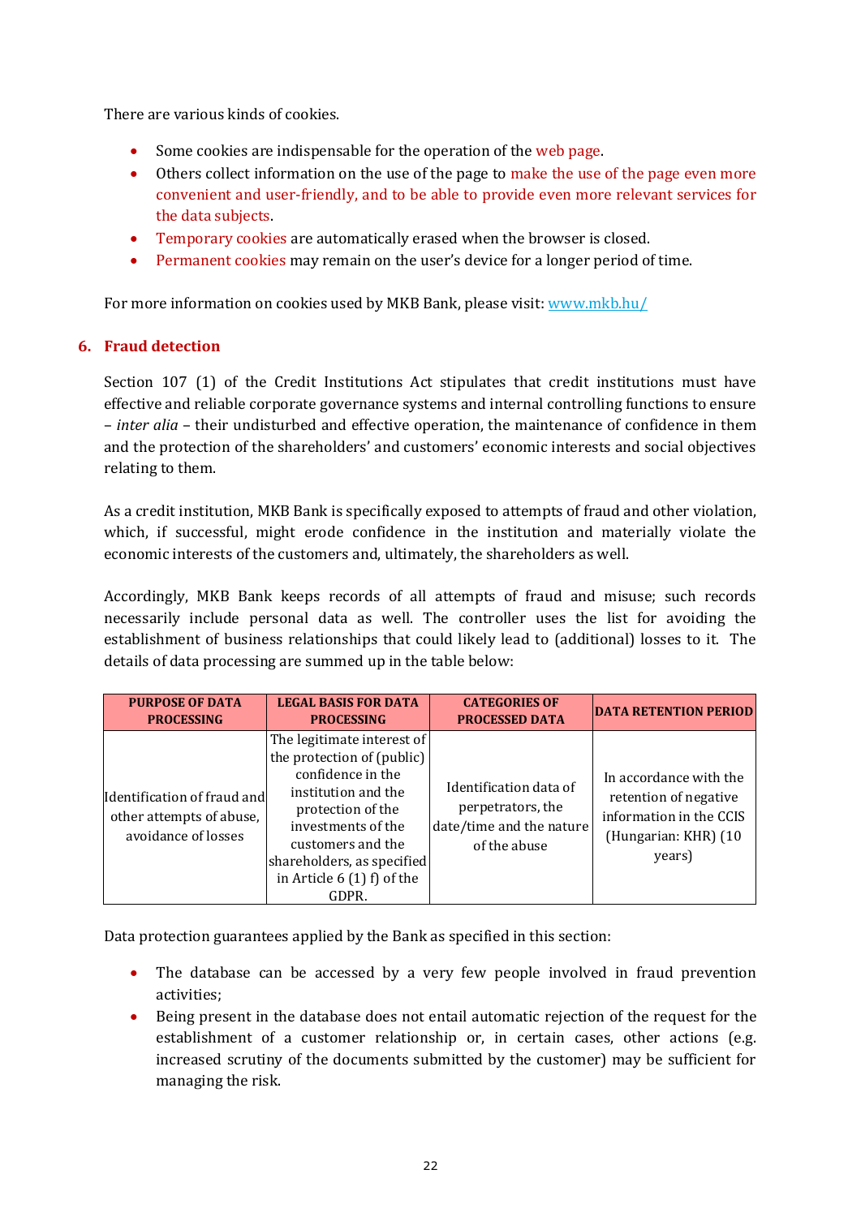There are various kinds of cookies.

- Some cookies are indispensable for the operation of the web page.
- Others collect information on the use of the page to make the use of the page even more convenient and user-friendly, and to be able to provide even more relevant services for the data subjects.
- Temporary cookies are automatically erased when the browser is closed.
- Permanent cookies may remain on the user's device for a longer period of time.

For more information on cookies used by MKB Bank, please visit: www.mkb.hu/

## 6. Fraud detection

Section 107 (1) of the Credit Institutions Act stipulates that credit institutions must have effective and reliable corporate governance systems and internal controlling functions to ensure – *inter alia* – their undisturbed and effective operation, the maintenance of confidence in them and the protection of the shareholders' and customers' economic interests and social objectives relating to them.

As a credit institution, MKB Bank is specifically exposed to attempts of fraud and other violation, which, if successful, might erode confidence in the institution and materially violate the economic interests of the customers and, ultimately, the shareholders as well.

Accordingly, MKB Bank keeps records of all attempts of fraud and misuse; such records necessarily include personal data as well. The controller uses the list for avoiding the establishment of business relationships that could likely lead to (additional) losses to it. The details of data processing are summed up in the table below:

| PURPOSE OF DATA PROCESSING | LEGAL BASIS FOR DATA PROCESSING | CATEGORIES OF PROCESSED DATA | DATA RETENTION PERIOD |
|---|---|---|---|
| Identification of fraud and other attempts of abuse, avoidance of losses | The legitimate interest of the protection of (public) confidence in the institution and the protection of the investments of the customers and the shareholders, as specified in Article 6 (1) f) of the GDPR. | Identification data of perpetrators, the date/time and the nature of the abuse | In accordance with the retention of negative information in the CCIS (Hungarian: KHR) (10 years) |

Data protection guarantees applied by the Bank as specified in this section:

- The database can be accessed by a very few people involved in fraud prevention activities;
- Being present in the database does not entail automatic rejection of the request for the establishment of a customer relationship or, in certain cases, other actions (e.g. increased scrutiny of the documents submitted by the customer) may be sufficient for managing the risk.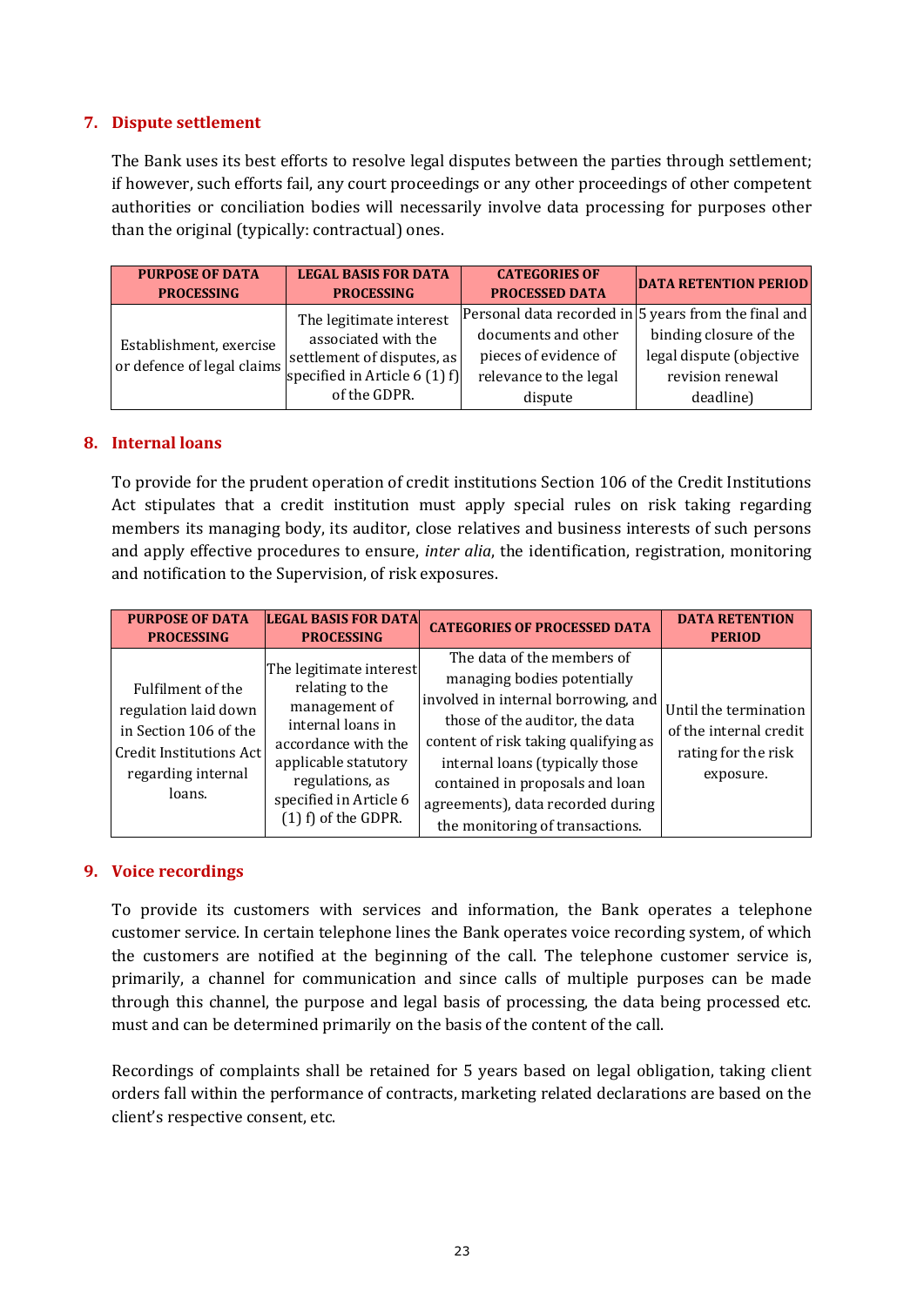## 7. Dispute settlement

The Bank uses its best efforts to resolve legal disputes between the parties through settlement; if however, such efforts fail, any court proceedings or any other proceedings of other competent authorities or conciliation bodies will necessarily involve data processing for purposes other than the original (typically: contractual) ones.

| PURPOSE OF DATA PROCESSING | LEGAL BASIS FOR DATA PROCESSING | CATEGORIES OF PROCESSED DATA | DATA RETENTION PERIOD |
|---|---|---|---|
| Establishment, exercise or defence of legal claims | The legitimate interest associated with the settlement of disputes, as specified in Article 6 (1) f) of the GDPR. | Personal data recorded in documents and other pieces of evidence of relevance to the legal dispute | 5 years from the final and binding closure of the legal dispute (objective revision renewal deadline) |

## 8. Internal loans

To provide for the prudent operation of credit institutions Section 106 of the Credit Institutions Act stipulates that a credit institution must apply special rules on risk taking regarding members its managing body, its auditor, close relatives and business interests of such persons and apply effective procedures to ensure, *inter alia*, the identification, registration, monitoring and notification to the Supervision, of risk exposures.

| PURPOSE OF DATA PROCESSING | LEGAL BASIS FOR DATA PROCESSING | CATEGORIES OF PROCESSED DATA | DATA RETENTION PERIOD |
|---|---|---|---|
| Fulfilment of the regulation laid down in Section 106 of the Credit Institutions Act regarding internal loans. | The legitimate interest relating to the management of internal loans in accordance with the applicable statutory regulations, as specified in Article 6 (1) f) of the GDPR. | The data of the members of managing bodies potentially involved in internal borrowing, and those of the auditor, the data content of risk taking qualifying as internal loans (typically those contained in proposals and loan agreements), data recorded during the monitoring of transactions. | Until the termination of the internal credit rating for the risk exposure. |

## 9. Voice recordings

To provide its customers with services and information, the Bank operates a telephone customer service. In certain telephone lines the Bank operates voice recording system, of which the customers are notified at the beginning of the call. The telephone customer service is, primarily, a channel for communication and since calls of multiple purposes can be made through this channel, the purpose and legal basis of processing, the data being processed etc. must and can be determined primarily on the basis of the content of the call.

Recordings of complaints shall be retained for 5 years based on legal obligation, taking client orders fall within the performance of contracts, marketing related declarations are based on the client's respective consent, etc.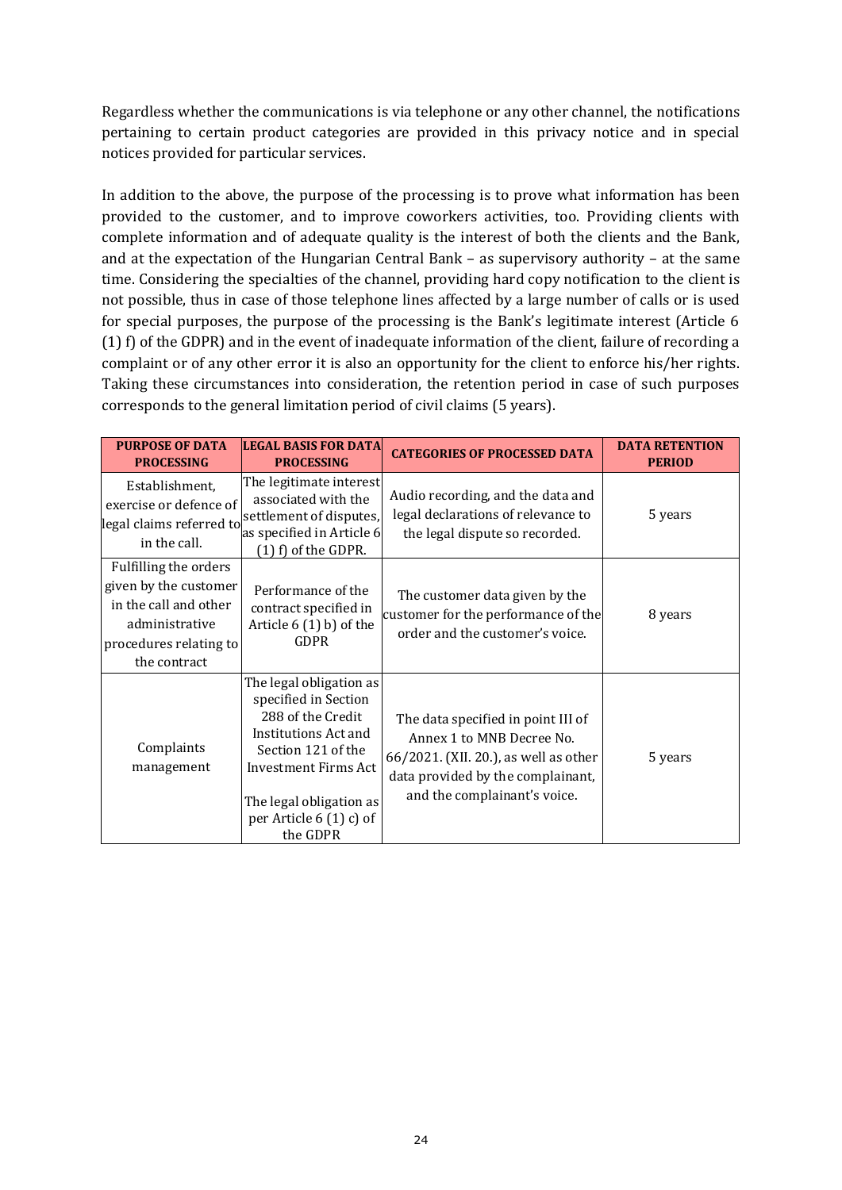Regardless whether the communications is via telephone or any other channel, the notifications pertaining to certain product categories are provided in this privacy notice and in special notices provided for particular services.

In addition to the above, the purpose of the processing is to prove what information has been provided to the customer, and to improve coworkers activities, too. Providing clients with complete information and of adequate quality is the interest of both the clients and the Bank, and at the expectation of the Hungarian Central Bank – as supervisory authority – at the same time. Considering the specialties of the channel, providing hard copy notification to the client is not possible, thus in case of those telephone lines affected by a large number of calls or is used for special purposes, the purpose of the processing is the Bank's legitimate interest (Article 6 (1) f) of the GDPR) and in the event of inadequate information of the client, failure of recording a complaint or of any other error it is also an opportunity for the client to enforce his/her rights. Taking these circumstances into consideration, the retention period in case of such purposes corresponds to the general limitation period of civil claims (5 years).

| PURPOSE OF DATA PROCESSING | LEGAL BASIS FOR DATA PROCESSING | CATEGORIES OF PROCESSED DATA | DATA RETENTION PERIOD |
|---|---|---|---|
| Establishment, exercise or defence of legal claims referred to in the call. | The legitimate interest associated with the settlement of disputes, as specified in Article 6 (1) f) of the GDPR. | Audio recording, and the data and legal declarations of relevance to the legal dispute so recorded. | 5 years |
| Fulfilling the orders given by the customer in the call and other administrative procedures relating to the contract | Performance of the contract specified in Article 6 (1) b) of the GDPR | The customer data given by the customer for the performance of the order and the customer's voice. | 8 years |
| Complaints management | The legal obligation as specified in Section 288 of the Credit Institutions Act and Section 121 of the Investment Firms Act<br><br>The legal obligation as per Article 6 (1) c) of the GDPR | The data specified in point III of Annex 1 to MNB Decree No. 66/2021. (XII. 20.), as well as other data provided by the complainant, and the complainant's voice. | 5 years |